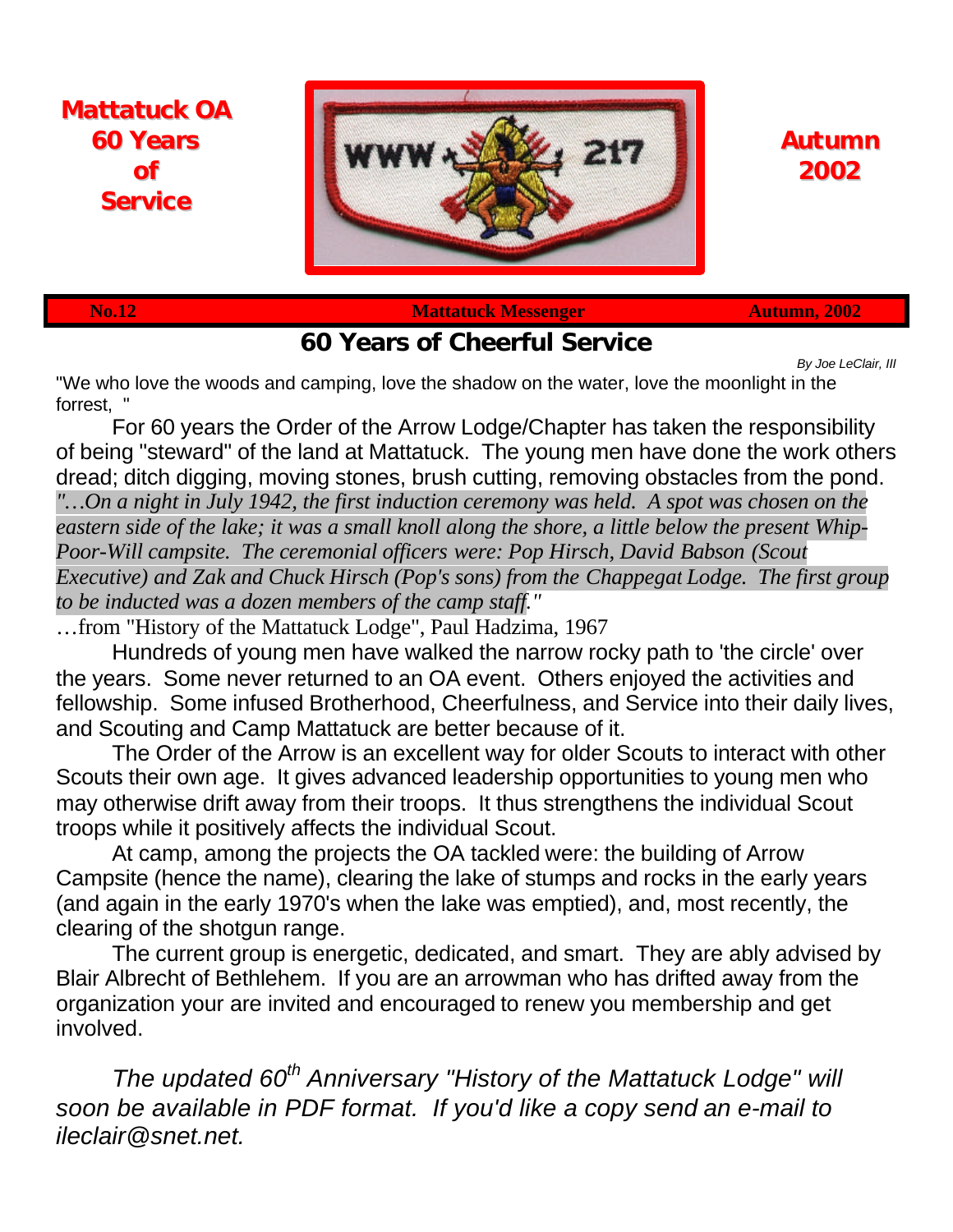**Mattatuck OA 60 Years of Service**

**Autumn 2002**

**No.12** | **Mattatuck Messenger** | **Autumn, 2002**

# 60 Years of Cheerful Service

*By Joe LeClair, III*

"We who love the woods and camping, love the shadow on the water, love the moonlight in the forrest, "

For 60 years the Order of the Arrow Lodge/Chapter has taken the responsibility of being "steward" of the land at Mattatuck. The young men have done the work others dread; ditch digging, moving stones, brush cutting, removing obstacles from the pond.

*"…On a night in July 1942, the first induction ceremony was held. A spot was chosen on the eastern side of the lake; it was a small knoll along the shore, a little below the present Whip-Poor-Will campsite. The ceremonial officers were: Pop Hirsch, David Babson (Scout Executive) and Zak and Chuck Hirsch (Pop's sons) from the Chappegat Lodge. The first group to be inducted was a dozen members of the camp staff."*

…from "History of the Mattatuck Lodge", Paul Hadzima, 1967

Hundreds of young men have walked the narrow rocky path to 'the circle' over the years. Some never returned to an OA event. Others enjoyed the activities and fellowship. Some infused Brotherhood, Cheerfulness, and Service into their daily lives, and Scouting and Camp Mattatuck are better because of it.

The Order of the Arrow is an excellent way for older Scouts to interact with other Scouts their own age. It gives advanced leadership opportunities to young men who may otherwise drift away from their troops. It thus strengthens the individual Scout troops while it positively affects the individual Scout.

At camp, among the projects the OA tackled were: the building of Arrow Campsite (hence the name), clearing the lake of stumps and rocks in the early years (and again in the early 1970's when the lake was emptied), and, most recently, the clearing of the shotgun range.

The current group is energetic, dedicated, and smart. They are ably advised by Blair Albrecht of Bethlehem. If you are an arrowman who has drifted away from the organization your are invited and encouraged to renew you membership and get involved.

*The updated 60th Anniversary "History of the Mattatuck Lodge" will soon be available in PDF format. If you'd like a copy send an e-mail to ileclair@snet.net.*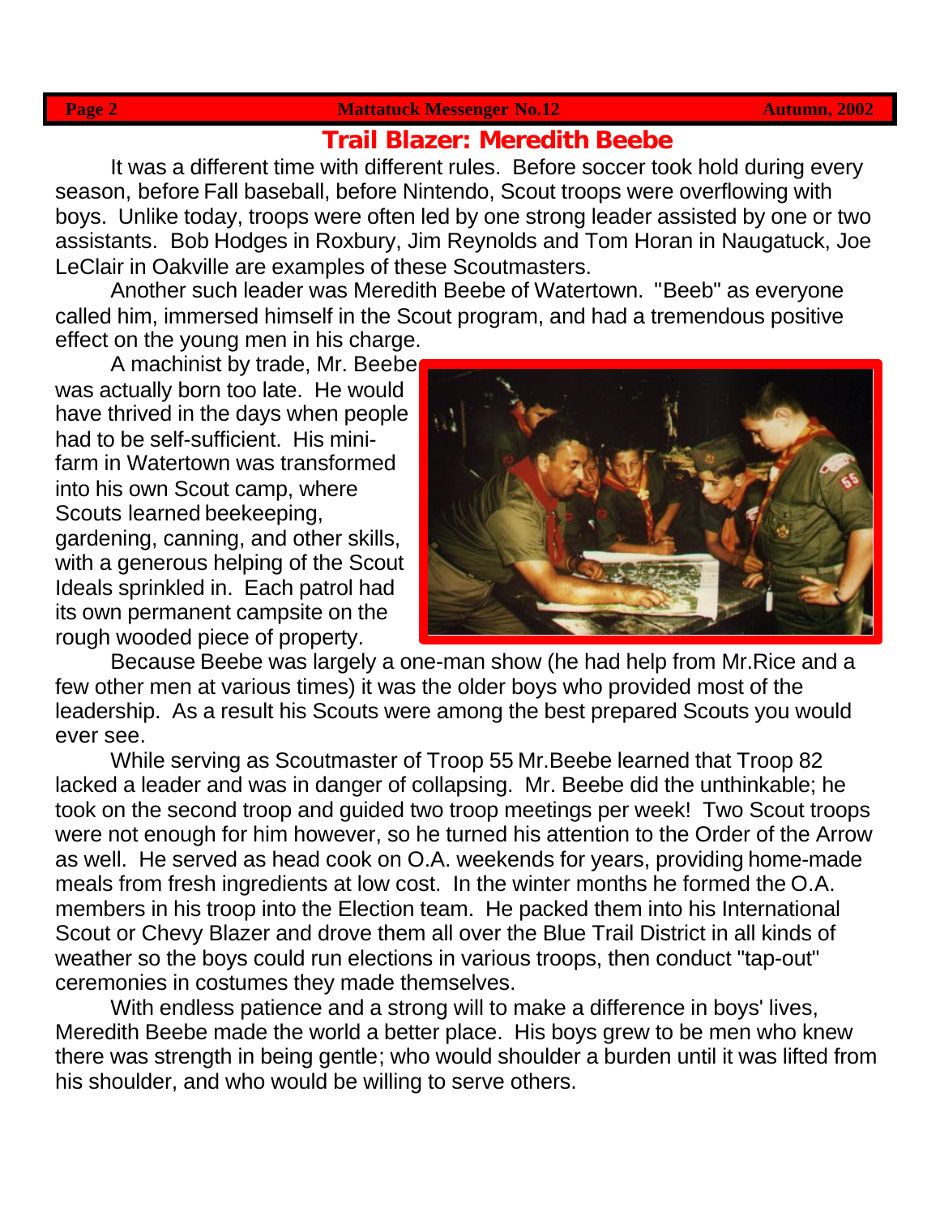## Trail Blazer: Meredith Beebe

It was a different time with different rules. Before soccer took hold during every season, before Fall baseball, before Nintendo, Scout troops were overflowing with boys. Unlike today, troops were often led by one strong leader assisted by one or two assistants. Bob Hodges in Roxbury, Jim Reynolds and Tom Horan in Naugatuck, Joe LeClair in Oakville are examples of these Scoutmasters.

Another such leader was Meredith Beebe of Watertown. "Beeb" as everyone called him, immersed himself in the Scout program, and had a tremendous positive effect on the young men in his charge.

A machinist by trade, Mr. Beebe was actually born too late. He would have thrived in the days when people had to be self-sufficient. His mini-farm in Watertown was transformed into his own Scout camp, where Scouts learned beekeeping, gardening, canning, and other skills, with a generous helping of the Scout Ideals sprinkled in. Each patrol had its own permanent campsite on the rough wooded piece of property.

Because Beebe was largely a one-man show (he had help from Mr.Rice and a few other men at various times) it was the older boys who provided most of the leadership. As a result his Scouts were among the best prepared Scouts you would ever see.

While serving as Scoutmaster of Troop 55 Mr.Beebe learned that Troop 82 lacked a leader and was in danger of collapsing. Mr. Beebe did the unthinkable; he took on the second troop and guided two troop meetings per week! Two Scout troops were not enough for him however, so he turned his attention to the Order of the Arrow as well. He served as head cook on O.A. weekends for years, providing home-made meals from fresh ingredients at low cost. In the winter months he formed the O.A. members in his troop into the Election team. He packed them into his International Scout or Chevy Blazer and drove them all over the Blue Trail District in all kinds of weather so the boys could run elections in various troops, then conduct "tap-out" ceremonies in costumes they made themselves.

With endless patience and a strong will to make a difference in boys' lives, Meredith Beebe made the world a better place. His boys grew to be men who knew there was strength in being gentle; who would shoulder a burden until it was lifted from his shoulder, and who would be willing to serve others.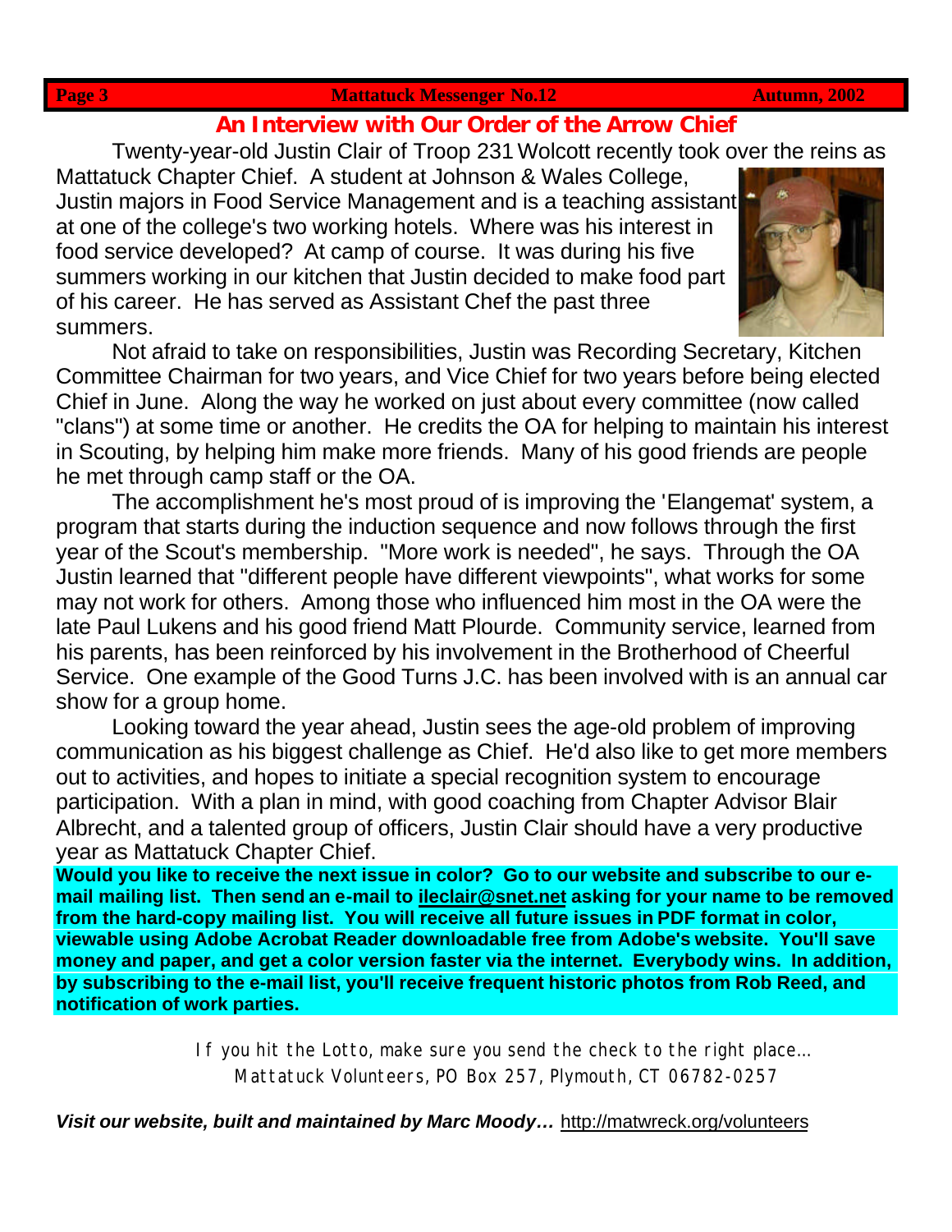## An Interview with Our Order of the Arrow Chief

Twenty-year-old Justin Clair of Troop 231 Wolcott recently took over the reins as Mattatuck Chapter Chief. A student at Johnson & Wales College, Justin majors in Food Service Management and is a teaching assistant at one of the college's two working hotels. Where was his interest in food service developed? At camp of course. It was during his five summers working in our kitchen that Justin decided to make food part of his career. He has served as Assistant Chef the past three summers.

Not afraid to take on responsibilities, Justin was Recording Secretary, Kitchen Committee Chairman for two years, and Vice Chief for two years before being elected Chief in June. Along the way he worked on just about every committee (now called "clans") at some time or another. He credits the OA for helping to maintain his interest in Scouting, by helping him make more friends. Many of his good friends are people he met through camp staff or the OA.

The accomplishment he's most proud of is improving the 'Elangemat' system, a program that starts during the induction sequence and now follows through the first year of the Scout's membership. "More work is needed", he says. Through the OA Justin learned that "different people have different viewpoints", what works for some may not work for others. Among those who influenced him most in the OA were the late Paul Lukens and his good friend Matt Plourde. Community service, learned from his parents, has been reinforced by his involvement in the Brotherhood of Cheerful Service. One example of the Good Turns J.C. has been involved with is an annual car show for a group home.

Looking toward the year ahead, Justin sees the age-old problem of improving communication as his biggest challenge as Chief. He'd also like to get more members out to activities, and hopes to initiate a special recognition system to encourage participation. With a plan in mind, with good coaching from Chapter Advisor Blair Albrecht, and a talented group of officers, Justin Clair should have a very productive year as Mattatuck Chapter Chief.

**Would you like to receive the next issue in color? Go to our website and subscribe to our e-mail mailing list. Then send an e-mail to ileclair@snet.net asking for your name to be removed from the hard-copy mailing list. You will receive all future issues in PDF format in color, viewable using Adobe Acrobat Reader downloadable free from Adobe's website. You'll save money and paper, and get a color version faster via the internet. Everybody wins. In addition, by subscribing to the e-mail list, you'll receive frequent historic photos from Rob Reed, and notification of work parties.**

If you hit the Lotto, make sure you send the check to the right place…
Mattatuck Volunteers, PO Box 257, Plymouth, CT 06782-0257

***Visit our website, built and maintained by Marc Moody…*** http://matwreck.org/volunteers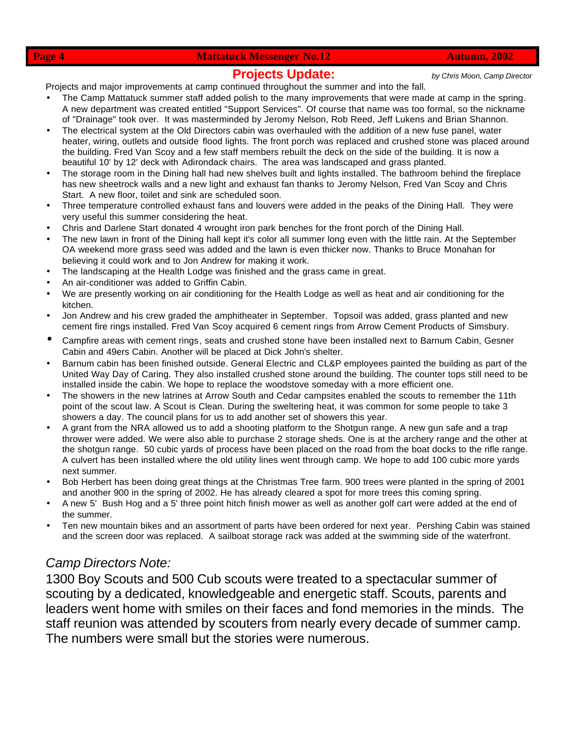## Projects Update:

*by Chris Moon, Camp Director*

Projects and major improvements at camp continued throughout the summer and into the fall.

- The Camp Mattatuck summer staff added polish to the many improvements that were made at camp in the spring. A new department was created entitled "Support Services". Of course that name was too formal, so the nickname of "Drainage" took over. It was masterminded by Jeromy Nelson, Rob Reed, Jeff Lukens and Brian Shannon.
- The electrical system at the Old Directors cabin was overhauled with the addition of a new fuse panel, water heater, wiring, outlets and outside flood lights. The front porch was replaced and crushed stone was placed around the building. Fred Van Scoy and a few staff members rebuilt the deck on the side of the building. It is now a beautiful 10' by 12' deck with Adirondack chairs. The area was landscaped and grass planted.
- The storage room in the Dining hall had new shelves built and lights installed. The bathroom behind the fireplace has new sheetrock walls and a new light and exhaust fan thanks to Jeromy Nelson, Fred Van Scoy and Chris Start. A new floor, toilet and sink are scheduled soon.
- Three temperature controlled exhaust fans and louvers were added in the peaks of the Dining Hall. They were very useful this summer considering the heat.
- Chris and Darlene Start donated 4 wrought iron park benches for the front porch of the Dining Hall.
- The new lawn in front of the Dining hall kept it's color all summer long even with the little rain. At the September OA weekend more grass seed was added and the lawn is even thicker now. Thanks to Bruce Monahan for believing it could work and to Jon Andrew for making it work.
- The landscaping at the Health Lodge was finished and the grass came in great.
- An air-conditioner was added to Griffin Cabin.
- We are presently working on air conditioning for the Health Lodge as well as heat and air conditioning for the kitchen.
- Jon Andrew and his crew graded the amphitheater in September. Topsoil was added, grass planted and new cement fire rings installed. Fred Van Scoy acquired 6 cement rings from Arrow Cement Products of Simsbury.
- Campfire areas with cement rings, seats and crushed stone have been installed next to Barnum Cabin, Gesner Cabin and 49ers Cabin. Another will be placed at Dick John's shelter.
- Barnum cabin has been finished outside. General Electric and CL&P employees painted the building as part of the United Way Day of Caring. They also installed crushed stone around the building. The counter tops still need to be installed inside the cabin. We hope to replace the woodstove someday with a more efficient one.
- The showers in the new latrines at Arrow South and Cedar campsites enabled the scouts to remember the 11th point of the scout law. A Scout is Clean. During the sweltering heat, it was common for some people to take 3 showers a day. The council plans for us to add another set of showers this year.
- A grant from the NRA allowed us to add a shooting platform to the Shotgun range. A new gun safe and a trap thrower were added. We were also able to purchase 2 storage sheds. One is at the archery range and the other at the shotgun range. 50 cubic yards of process have been placed on the road from the boat docks to the rifle range. A culvert has been installed where the old utility lines went through camp. We hope to add 100 cubic more yards next summer.
- Bob Herbert has been doing great things at the Christmas Tree farm. 900 trees were planted in the spring of 2001 and another 900 in the spring of 2002. He has already cleared a spot for more trees this coming spring.
- A new 5' Bush Hog and a 5' three point hitch finish mower as well as another golf cart were added at the end of the summer.
- Ten new mountain bikes and an assortment of parts have been ordered for next year. Pershing Cabin was stained and the screen door was replaced. A sailboat storage rack was added at the swimming side of the waterfront.

### *Camp Directors Note:*

1300 Boy Scouts and 500 Cub scouts were treated to a spectacular summer of scouting by a dedicated, knowledgeable and energetic staff. Scouts, parents and leaders went home with smiles on their faces and fond memories in the minds. The staff reunion was attended by scouters from nearly every decade of summer camp. The numbers were small but the stories were numerous.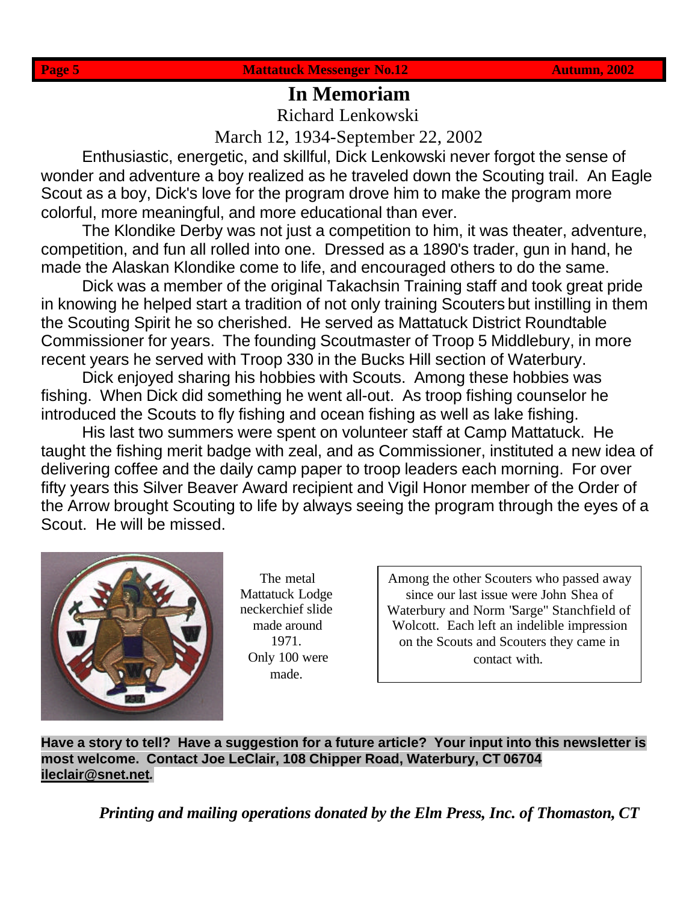# In Memoriam

Richard Lenkowski

March 12, 1934-September 22, 2002

Enthusiastic, energetic, and skillful, Dick Lenkowski never forgot the sense of wonder and adventure a boy realized as he traveled down the Scouting trail. An Eagle Scout as a boy, Dick's love for the program drove him to make the program more colorful, more meaningful, and more educational than ever.

The Klondike Derby was not just a competition to him, it was theater, adventure, competition, and fun all rolled into one. Dressed as a 1890's trader, gun in hand, he made the Alaskan Klondike come to life, and encouraged others to do the same.

Dick was a member of the original Takachsin Training staff and took great pride in knowing he helped start a tradition of not only training Scouters but instilling in them the Scouting Spirit he so cherished. He served as Mattatuck District Roundtable Commissioner for years. The founding Scoutmaster of Troop 5 Middlebury, in more recent years he served with Troop 330 in the Bucks Hill section of Waterbury.

Dick enjoyed sharing his hobbies with Scouts. Among these hobbies was fishing. When Dick did something he went all-out. As troop fishing counselor he introduced the Scouts to fly fishing and ocean fishing as well as lake fishing.

His last two summers were spent on volunteer staff at Camp Mattatuck. He taught the fishing merit badge with zeal, and as Commissioner, instituted a new idea of delivering coffee and the daily camp paper to troop leaders each morning. For over fifty years this Silver Beaver Award recipient and Vigil Honor member of the Order of the Arrow brought Scouting to life by always seeing the program through the eyes of a Scout. He will be missed.

The metal Mattatuck Lodge neckerchief slide made around 1971. Only 100 were made.

Among the other Scouters who passed away since our last issue were John Shea of Waterbury and Norm "Sarge" Stanchfield of Wolcott. Each left an indelible impression on the Scouts and Scouters they came in contact with.

**Have a story to tell? Have a suggestion for a future article? Your input into this newsletter is most welcome. Contact Joe LeClair, 108 Chipper Road, Waterbury, CT 06704 ileclair@snet.net.**

***Printing and mailing operations donated by the Elm Press, Inc. of Thomaston, CT***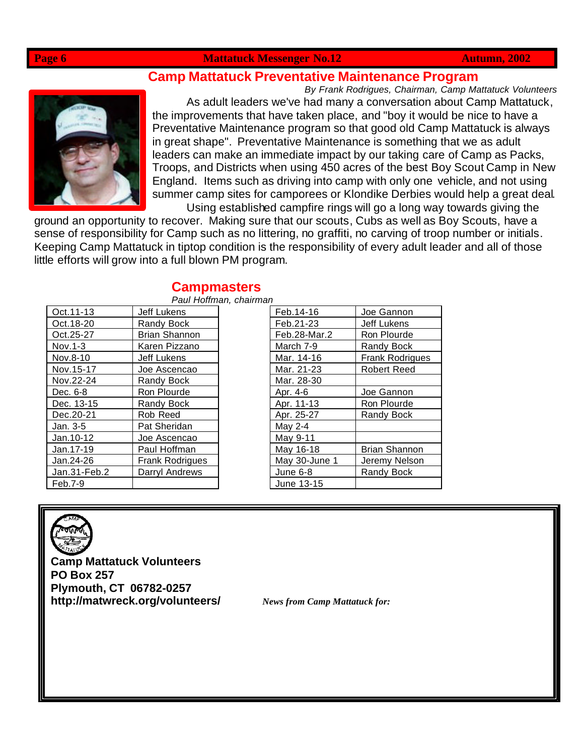## Camp Mattatuck Preventative Maintenance Program

*By Frank Rodrigues, Chairman, Camp Mattatuck Volunteers*

As adult leaders we've had many a conversation about Camp Mattatuck, the improvements that have taken place, and "boy it would be nice to have a Preventative Maintenance program so that good old Camp Mattatuck is always in great shape". Preventative Maintenance is something that we as adult leaders can make an immediate impact by our taking care of Camp as Packs, Troops, and Districts when using 450 acres of the best Boy Scout Camp in New England. Items such as driving into camp with only one vehicle, and not using summer camp sites for camporees or Klondike Derbies would help a great deal.

Using established campfire rings will go a long way towards giving the ground an opportunity to recover. Making sure that our scouts, Cubs as well as Boy Scouts, have a sense of responsibility for Camp such as no littering, no graffiti, no carving of troop number or initials. Keeping Camp Mattatuck in tiptop condition is the responsibility of every adult leader and all of those little efforts will grow into a full blown PM program.

## Campmasters

*Paul Hoffman, chairman*

| | |
|---|---|
| Oct.11-13 | Jeff Lukens |
| Oct.18-20 | Randy Bock |
| Oct.25-27 | Brian Shannon |
| Nov.1-3 | Karen Pizzano |
| Nov.8-10 | Jeff Lukens |
| Nov.15-17 | Joe Ascencao |
| Nov.22-24 | Randy Bock |
| Dec. 6-8 | Ron Plourde |
| Dec. 13-15 | Randy Bock |
| Dec.20-21 | Rob Reed |
| Jan. 3-5 | Pat Sheridan |
| Jan.10-12 | Joe Ascencao |
| Jan.17-19 | Paul Hoffman |
| Jan.24-26 | Frank Rodrigues |
| Jan.31-Feb.2 | Darryl Andrews |
| Feb.7-9 | |

| | |
|---|---|
| Feb.14-16 | Joe Gannon |
| Feb.21-23 | Jeff Lukens |
| Feb.28-Mar.2 | Ron Plourde |
| March 7-9 | Randy Bock |
| Mar. 14-16 | Frank Rodrigues |
| Mar. 21-23 | Robert Reed |
| Mar. 28-30 | |
| Apr. 4-6 | Joe Gannon |
| Apr. 11-13 | Ron Plourde |
| Apr. 25-27 | Randy Bock |
| May 2-4 | |
| May 9-11 | |
| May 16-18 | Brian Shannon |
| May 30-June 1 | Jeremy Nelson |
| June 6-8 | Randy Bock |
| June 13-15 | |

**Camp Mattatuck Volunteers**
**PO Box 257**
**Plymouth, CT 06782-0257**
**http://matwreck.org/volunteers/**

*News from Camp Mattatuck for:*